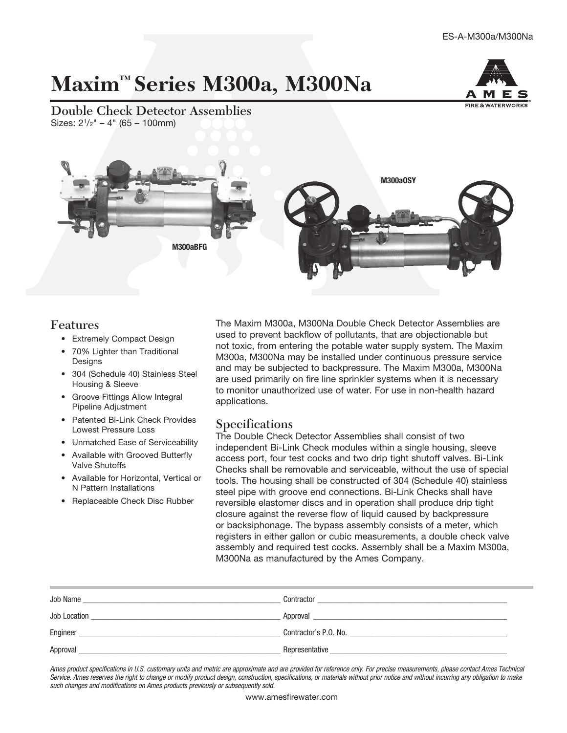ES-A-M300a/M300Na

# Maxim™ Series M300a, M300Na

## Double Check Detector Assemblies

Sizes: 2½" – 4" (65 – 100mm)

M300aBFG

M300aOSY

## Features

- Extremely Compact Design
- 70% Lighter than Traditional Designs
- 304 (Schedule 40) Stainless Steel Housing & Sleeve
- Groove Fittings Allow Integral Pipeline Adjustment
- Patented Bi-Link Check Provides Lowest Pressure Loss
- Unmatched Ease of Serviceability
- Available with Grooved Butterfly Valve Shutoffs
- Available for Horizontal, Vertical or N Pattern Installations
- Replaceable Check Disc Rubber

The Maxim M300a, M300Na Double Check Detector Assemblies are used to prevent backflow of pollutants, that are objectionable but not toxic, from entering the potable water supply system. The Maxim M300a, M300Na may be installed under continuous pressure service and may be subjected to backpressure. The Maxim M300a, M300Na are used primarily on fire line sprinkler systems when it is necessary to monitor unauthorized use of water. For use in non-health hazard applications.

## Specifications

The Double Check Detector Assemblies shall consist of two independent Bi-Link Check modules within a single housing, sleeve access port, four test cocks and two drip tight shutoff valves. Bi-Link Checks shall be removable and serviceable, without the use of special tools. The housing shall be constructed of 304 (Schedule 40) stainless steel pipe with groove end connections. Bi-Link Checks shall have reversible elastomer discs and in operation shall produce drip tight closure against the reverse flow of liquid caused by backpressure or backsiphonage. The bypass assembly consists of a meter, which registers in either gallon or cubic measurements, a double check valve assembly and required test cocks. Assembly shall be a Maxim M300a, M300Na as manufactured by the Ames Company.

| | |
|---|---|
| Job Name ______________________ | Contractor ______________________ |
| Job Location ______________________ | Approval ______________________ |
| Engineer ______________________ | Contractor's P.O. No. ______________________ |
| Approval ______________________ | Representative ______________________ |

*Ames product specifications in U.S. customary units and metric are approximate and are provided for reference only. For precise measurements, please contact Ames Technical Service. Ames reserves the right to change or modify product design, construction, specifications, or materials without prior notice and without incurring any obligation to make such changes and modifications on Ames products previously or subsequently sold.*

www.amesfirewater.com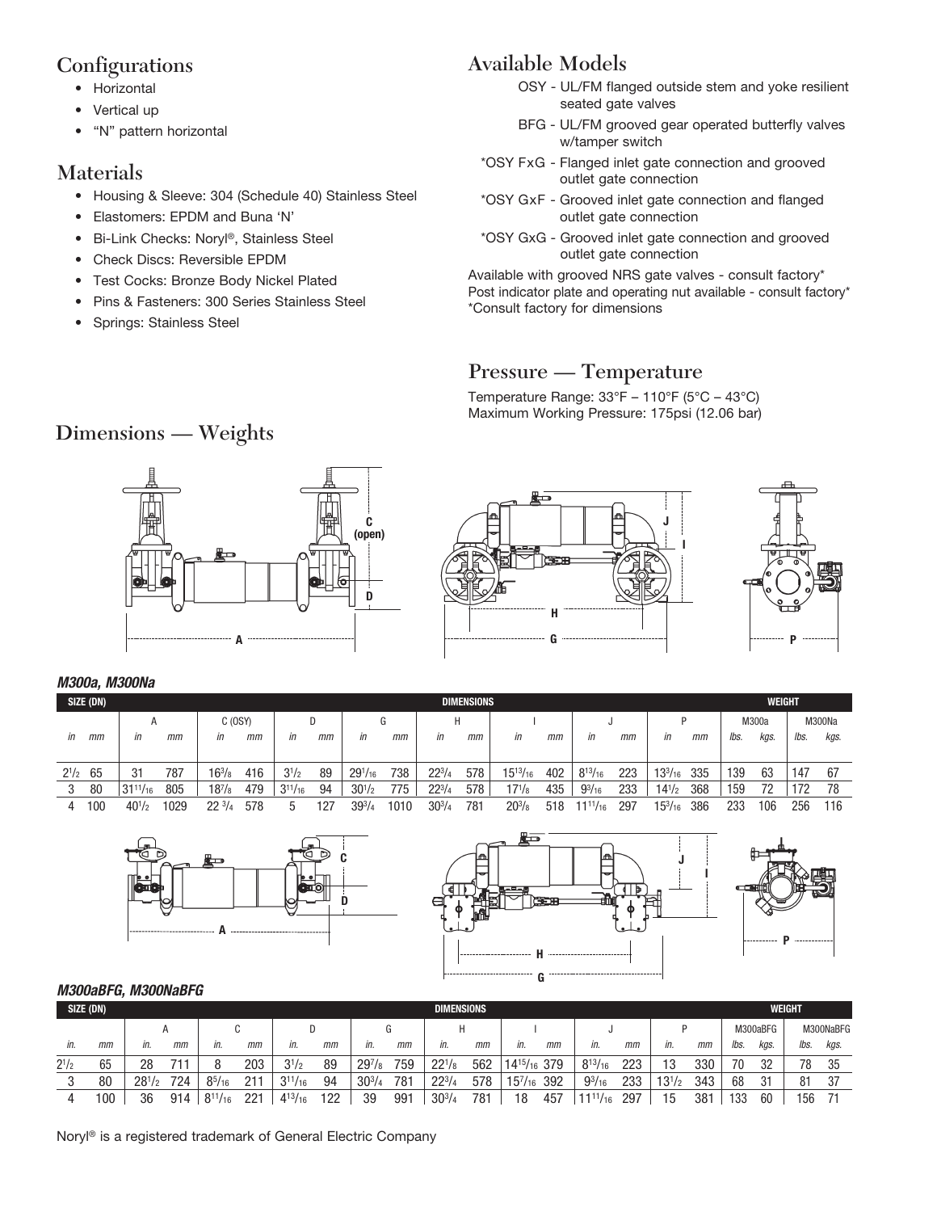## Configurations

- Horizontal
- Vertical up
- "N" pattern horizontal

## Materials

- Housing & Sleeve: 304 (Schedule 40) Stainless Steel
- Elastomers: EPDM and Buna 'N'
- Bi-Link Checks: Noryl®, Stainless Steel
- Check Discs: Reversible EPDM
- Test Cocks: Bronze Body Nickel Plated
- Pins & Fasteners: 300 Series Stainless Steel
- Springs: Stainless Steel

## Available Models

OSY - UL/FM flanged outside stem and yoke resilient seated gate valves

BFG - UL/FM grooved gear operated butterfly valves w/tamper switch

*OSY FxG - Flanged inlet gate connection and grooved outlet gate connection

*OSY GxF - Grooved inlet gate connection and flanged outlet gate connection

*OSY GxG - Grooved inlet gate connection and grooved outlet gate connection

Available with grooved NRS gate valves - consult factory*
Post indicator plate and operating nut available - consult factory*
*Consult factory for dimensions

## Pressure — Temperature

Temperature Range: 33°F – 110°F (5°C – 43°C)
Maximum Working Pressure: 175psi (12.06 bar)

## Dimensions — Weights

### *M300a, M300Na*

| SIZE (DN) | | DIMENSIONS | | | | | | | | | | | | | | | | WEIGHT | | | |
|---|---|---|---|---|---|---|---|---|---|---|---|---|---|---|---|---|---|---|---|---|---|
| | | A | | C (OSY) | | D | | G | | H | | I | | J | | P | | M300a | | M300Na | |
| *in* | *mm* | *in* | *mm* | *in* | *mm* | *in* | *mm* | *in* | *mm* | *in* | *mm* | *in* | *mm* | *in* | *mm* | *in* | *mm* | *lbs.* | *kgs.* | *lbs.* | *kgs.* |
| 2 1/2 | 65 | 31 | 787 | 16 3/8 | 416 | 3 1/2 | 89 | 29 1/16 | 738 | 22 3/4 | 578 | 15 13/16 | 402 | 8 13/16 | 223 | 13 3/16 | 335 | 139 | 63 | 147 | 67 |
| 3 | 80 | 31 11/16 | 805 | 18 7/8 | 479 | 3 11/16 | 94 | 30 1/2 | 775 | 22 3/4 | 578 | 17 1/8 | 435 | 9 3/16 | 233 | 14 1/2 | 368 | 159 | 72 | 172 | 78 |
| 4 | 100 | 40 1/2 | 1029 | 22 3/4 | 578 | 5 | 127 | 39 3/4 | 1010 | 30 3/4 | 781 | 20 3/8 | 518 | 11 11/16 | 297 | 15 3/16 | 386 | 233 | 106 | 256 | 116 |

### *M300aBFG, M300NaBFG*

| SIZE (DN) | | DIMENSIONS | | | | | | | | | | | | | | | | WEIGHT | | | |
|---|---|---|---|---|---|---|---|---|---|---|---|---|---|---|---|---|---|---|---|---|---|
| | | A | | C | | D | | G | | H | | I | | J | | P | | M300aBFG | | M300NaBFG | |
| *in.* | *mm* | *in.* | *mm* | *in.* | *mm* | *in.* | *mm* | *in.* | *mm* | *in.* | *mm* | *in.* | *mm* | *in.* | *mm* | *in.* | *mm* | *lbs.* | *kgs.* | *lbs.* | *kgs.* |
| 2 1/2 | 65 | 28 | 711 | 8 | 203 | 3 1/2 | 89 | 29 7/8 | 759 | 22 1/8 | 562 | 14 15/16 | 379 | 8 13/16 | 223 | 13 | 330 | 70 | 32 | 78 | 35 |
| 3 | 80 | 28 1/2 | 724 | 8 5/16 | 211 | 3 11/16 | 94 | 30 3/4 | 781 | 22 3/4 | 578 | 15 7/16 | 392 | 9 3/16 | 233 | 13 1/2 | 343 | 68 | 31 | 81 | 37 |
| 4 | 100 | 36 | 914 | 8 11/16 | 221 | 4 13/16 | 122 | 39 | 991 | 30 3/4 | 781 | 18 | 457 | 11 11/16 | 297 | 15 | 381 | 133 | 60 | 156 | 71 |

Noryl® is a registered trademark of General Electric Company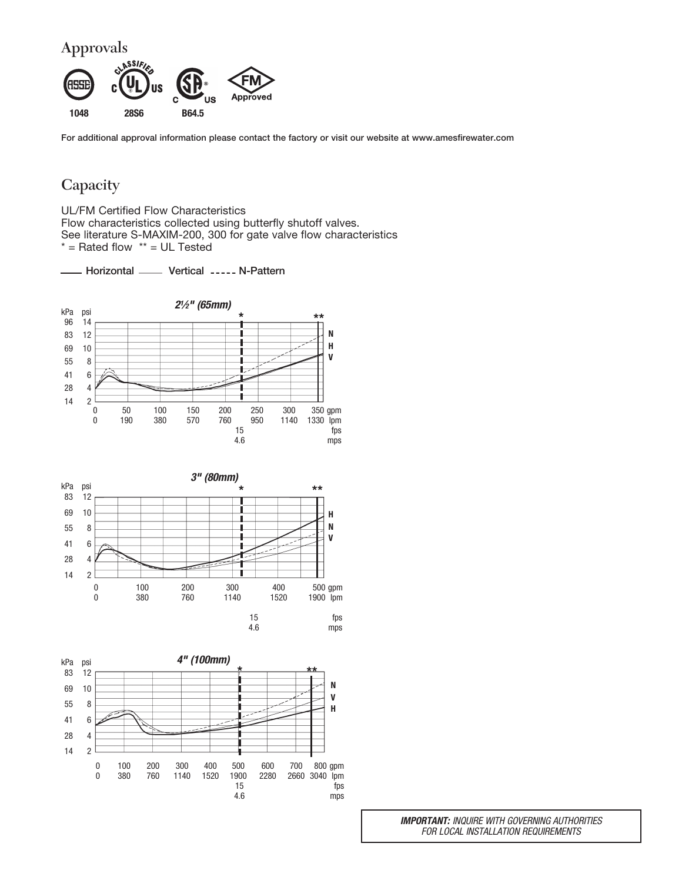## Approvals

1048 28S6 B64.5

For additional approval information please contact the factory or visit our website at www.amesfirewater.com

## Capacity

UL/FM Certified Flow Characteristics
Flow characteristics collected using butterfly shutoff valves.
See literature S-MAXIM-200, 300 for gate valve flow characteristics
* = Rated flow ** = UL Tested

Horizontal Vertical N-Pattern

*2½" (65mm)*

*3" (80mm)*

*4" (100mm)*

***IMPORTANT:*** *INQUIRE WITH GOVERNING AUTHORITIES FOR LOCAL INSTALLATION REQUIREMENTS*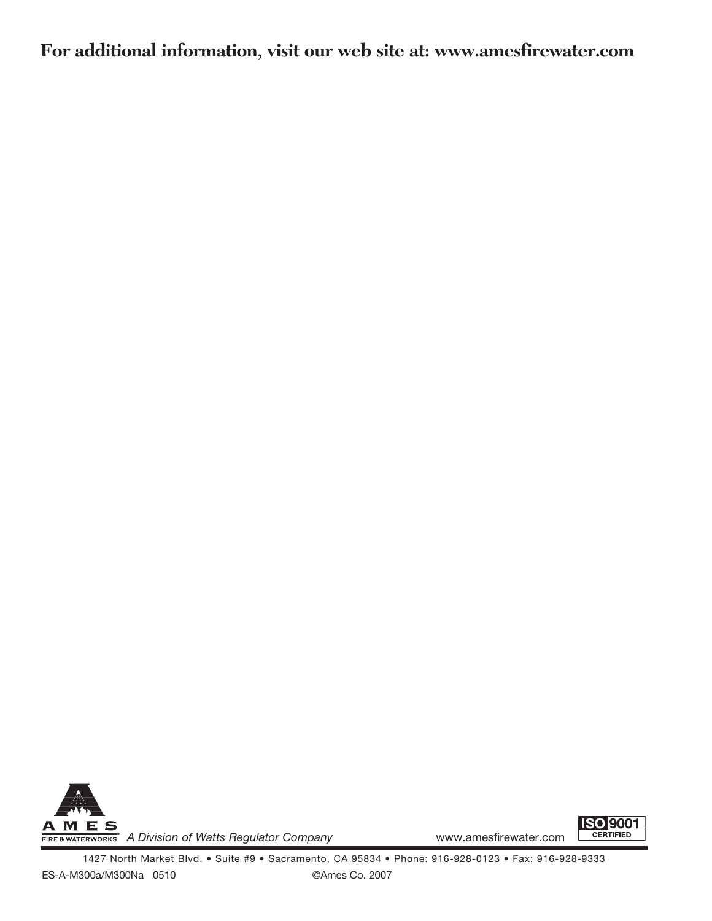**For additional information, visit our web site at: www.amesfirewater.com**

AMES FIRE & WATERWORKS *A Division of Watts Regulator Company* www.amesfirewater.com ISO 9001 CERTIFIED

1427 North Market Blvd. • Suite #9 • Sacramento, CA 95834 • Phone: 916-928-0123 • Fax: 916-928-9333

ES-A-M300a/M300Na 0510 ©Ames Co. 2007